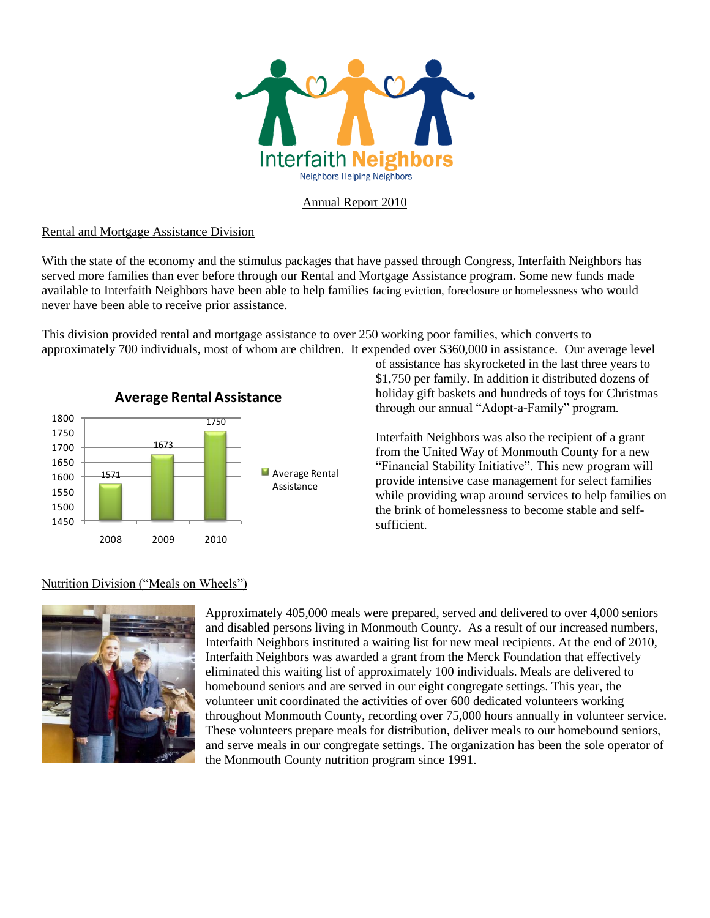Interfaith Neighbors

Neighbors Helping Neighbors

# Annual Report 2010

## Rental and Mortgage Assistance Division

With the state of the economy and the stimulus packages that have passed through Congress, Interfaith Neighbors has served more families than ever before through our Rental and Mortgage Assistance program. Some new funds made available to Interfaith Neighbors have been able to help families facing eviction, foreclosure or homelessness who would never have been able to receive prior assistance.

This division provided rental and mortgage assistance to over 250 working poor families, which converts to approximately 700 individuals, most of whom are children. It expended over $360,000 in assistance. Our average level of assistance has skyrocketed in the last three years to $1,750 per family. In addition it distributed dozens of holiday gift baskets and hundreds of toys for Christmas through our annual "Adopt-a-Family" program.

**Average Rental Assistance**

| Year | Average Rental Assistance |
|---|---|
| 2008 | 1571 |
| 2009 | 1673 |
| 2010 | 1750 |

Interfaith Neighbors was also the recipient of a grant from the United Way of Monmouth County for a new "Financial Stability Initiative". This new program will provide intensive case management for select families while providing wrap around services to help families on the brink of homelessness to become stable and self-sufficient.

## Nutrition Division ("Meals on Wheels")

Approximately 405,000 meals were prepared, served and delivered to over 4,000 seniors and disabled persons living in Monmouth County. As a result of our increased numbers, Interfaith Neighbors instituted a waiting list for new meal recipients. At the end of 2010, Interfaith Neighbors was awarded a grant from the Merck Foundation that effectively eliminated this waiting list of approximately 100 individuals. Meals are delivered to homebound seniors and are served in our eight congregate settings. This year, the volunteer unit coordinated the activities of over 600 dedicated volunteers working throughout Monmouth County, recording over 75,000 hours annually in volunteer service. These volunteers prepare meals for distribution, deliver meals to our homebound seniors, and serve meals in our congregate settings. The organization has been the sole operator of the Monmouth County nutrition program since 1991.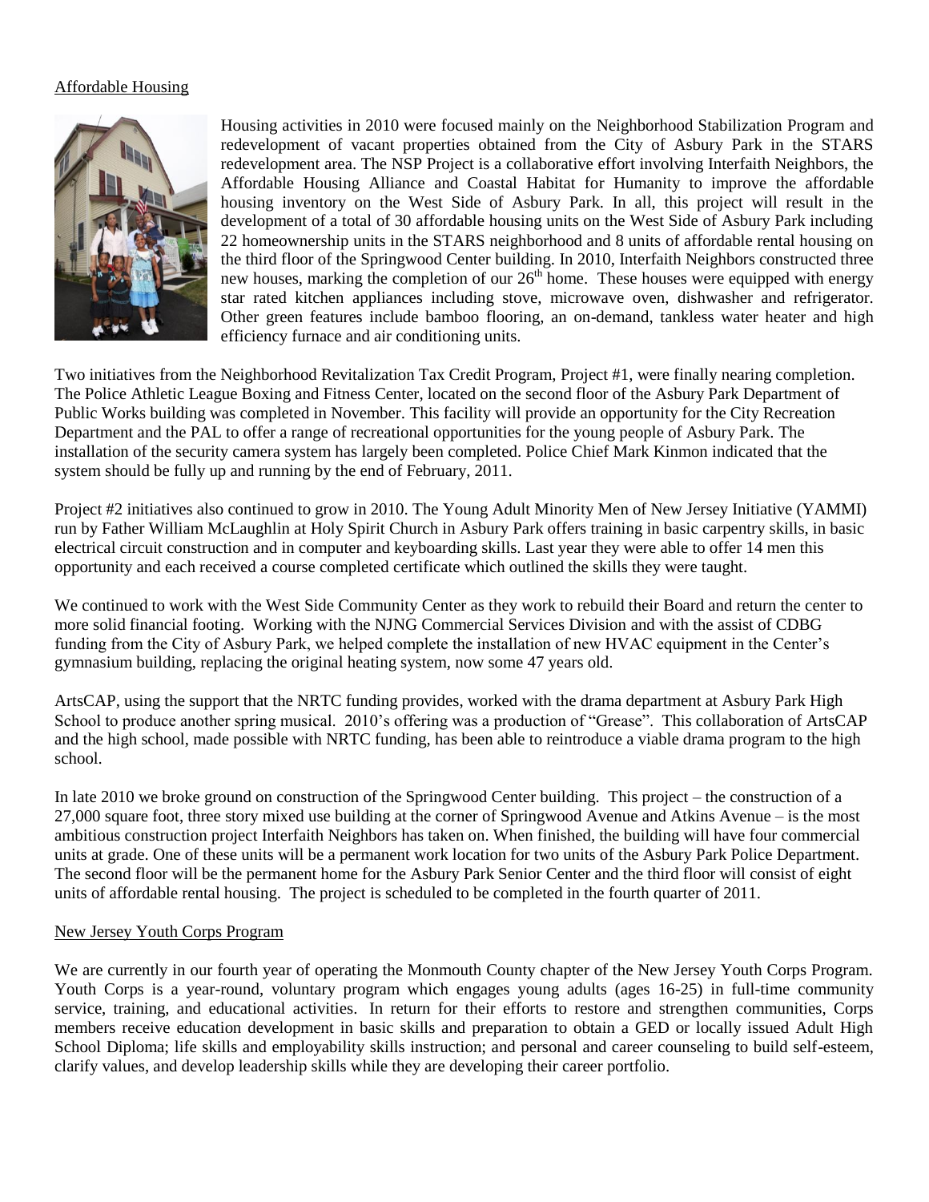## Affordable Housing

Housing activities in 2010 were focused mainly on the Neighborhood Stabilization Program and redevelopment of vacant properties obtained from the City of Asbury Park in the STARS redevelopment area. The NSP Project is a collaborative effort involving Interfaith Neighbors, the Affordable Housing Alliance and Coastal Habitat for Humanity to improve the affordable housing inventory on the West Side of Asbury Park. In all, this project will result in the development of a total of 30 affordable housing units on the West Side of Asbury Park including 22 homeownership units in the STARS neighborhood and 8 units of affordable rental housing on the third floor of the Springwood Center building. In 2010, Interfaith Neighbors constructed three new houses, marking the completion of our 26th home. These houses were equipped with energy star rated kitchen appliances including stove, microwave oven, dishwasher and refrigerator. Other green features include bamboo flooring, an on-demand, tankless water heater and high efficiency furnace and air conditioning units.

Two initiatives from the Neighborhood Revitalization Tax Credit Program, Project #1, were finally nearing completion. The Police Athletic League Boxing and Fitness Center, located on the second floor of the Asbury Park Department of Public Works building was completed in November. This facility will provide an opportunity for the City Recreation Department and the PAL to offer a range of recreational opportunities for the young people of Asbury Park. The installation of the security camera system has largely been completed. Police Chief Mark Kinmon indicated that the system should be fully up and running by the end of February, 2011.

Project #2 initiatives also continued to grow in 2010. The Young Adult Minority Men of New Jersey Initiative (YAMMI) run by Father William McLaughlin at Holy Spirit Church in Asbury Park offers training in basic carpentry skills, in basic electrical circuit construction and in computer and keyboarding skills. Last year they were able to offer 14 men this opportunity and each received a course completed certificate which outlined the skills they were taught.

We continued to work with the West Side Community Center as they work to rebuild their Board and return the center to more solid financial footing. Working with the NJNG Commercial Services Division and with the assist of CDBG funding from the City of Asbury Park, we helped complete the installation of new HVAC equipment in the Center's gymnasium building, replacing the original heating system, now some 47 years old.

ArtsCAP, using the support that the NRTC funding provides, worked with the drama department at Asbury Park High School to produce another spring musical. 2010's offering was a production of "Grease". This collaboration of ArtsCAP and the high school, made possible with NRTC funding, has been able to reintroduce a viable drama program to the high school.

In late 2010 we broke ground on construction of the Springwood Center building. This project – the construction of a 27,000 square foot, three story mixed use building at the corner of Springwood Avenue and Atkins Avenue – is the most ambitious construction project Interfaith Neighbors has taken on. When finished, the building will have four commercial units at grade. One of these units will be a permanent work location for two units of the Asbury Park Police Department. The second floor will be the permanent home for the Asbury Park Senior Center and the third floor will consist of eight units of affordable rental housing. The project is scheduled to be completed in the fourth quarter of 2011.

## New Jersey Youth Corps Program

We are currently in our fourth year of operating the Monmouth County chapter of the New Jersey Youth Corps Program. Youth Corps is a year-round, voluntary program which engages young adults (ages 16-25) in full-time community service, training, and educational activities. In return for their efforts to restore and strengthen communities, Corps members receive education development in basic skills and preparation to obtain a GED or locally issued Adult High School Diploma; life skills and employability skills instruction; and personal and career counseling to build self-esteem, clarify values, and develop leadership skills while they are developing their career portfolio.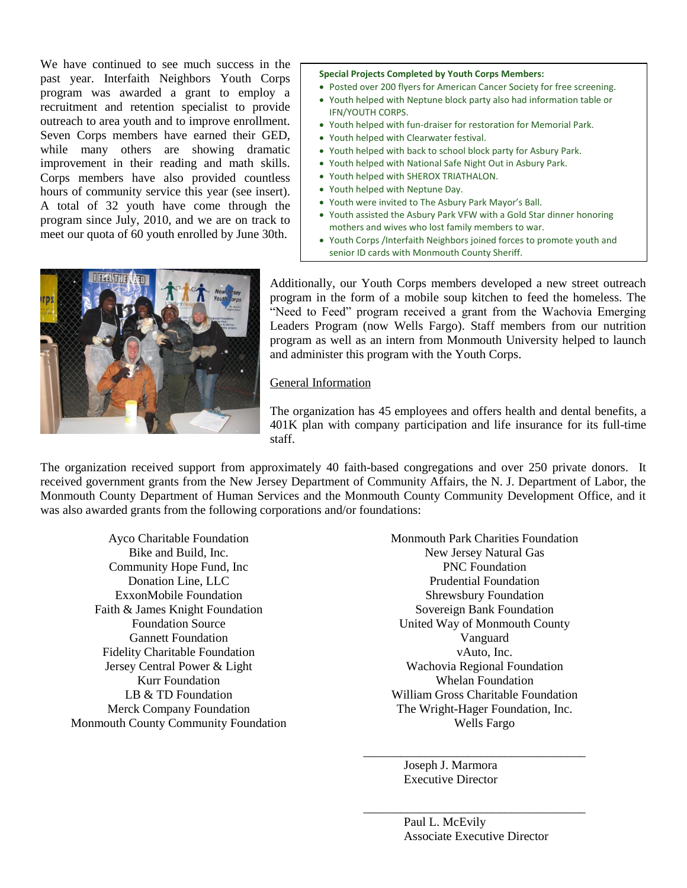We have continued to see much success in the past year. Interfaith Neighbors Youth Corps program was awarded a grant to employ a recruitment and retention specialist to provide outreach to area youth and to improve enrollment. Seven Corps members have earned their GED, while many others are showing dramatic improvement in their reading and math skills. Corps members have also provided countless hours of community service this year (see insert). A total of 32 youth have come through the program since July, 2010, and we are on track to meet our quota of 60 youth enrolled by June 30th.

**Special Projects Completed by Youth Corps Members:**

- Posted over 200 flyers for American Cancer Society for free screening.
- Youth helped with Neptune block party also had information table or IFN/YOUTH CORPS.
- Youth helped with fun-draiser for restoration for Memorial Park.
- Youth helped with Clearwater festival.
- Youth helped with back to school block party for Asbury Park.
- Youth helped with National Safe Night Out in Asbury Park.
- Youth helped with SHEROX TRIATHALON.
- Youth helped with Neptune Day.
- Youth were invited to The Asbury Park Mayor's Ball.
- Youth assisted the Asbury Park VFW with a Gold Star dinner honoring mothers and wives who lost family members to war.
- Youth Corps /Interfaith Neighbors joined forces to promote youth and senior ID cards with Monmouth County Sheriff.

Additionally, our Youth Corps members developed a new street outreach program in the form of a mobile soup kitchen to feed the homeless. The "Need to Feed" program received a grant from the Wachovia Emerging Leaders Program (now Wells Fargo). Staff members from our nutrition program as well as an intern from Monmouth University helped to launch and administer this program with the Youth Corps.

<u>General Information</u>

The organization has 45 employees and offers health and dental benefits, a 401K plan with company participation and life insurance for its full-time staff.

The organization received support from approximately 40 faith-based congregations and over 250 private donors. It received government grants from the New Jersey Department of Community Affairs, the N. J. Department of Labor, the Monmouth County Department of Human Services and the Monmouth County Community Development Office, and it was also awarded grants from the following corporations and/or foundations:

Ayco Charitable Foundation
Bike and Build, Inc.
Community Hope Fund, Inc
Donation Line, LLC
ExxonMobile Foundation
Faith & James Knight Foundation
Foundation Source
Gannett Foundation
Fidelity Charitable Foundation
Jersey Central Power & Light
Kurr Foundation
LB & TD Foundation
Merck Company Foundation
Monmouth County Community Foundation
Monmouth Park Charities Foundation
New Jersey Natural Gas
PNC Foundation
Prudential Foundation
Shrewsbury Foundation
Sovereign Bank Foundation
United Way of Monmouth County
Vanguard
vAuto, Inc.
Wachovia Regional Foundation
Whelan Foundation
William Gross Charitable Foundation
The Wright-Hager Foundation, Inc.
Wells Fargo

\_\_\_\_\_\_\_\_\_\_\_\_\_\_\_\_\_\_\_\_\_\_\_\_\_\_\_\_\_\_\_\_\_\_\_\_
Joseph J. Marmora
Executive Director

\_\_\_\_\_\_\_\_\_\_\_\_\_\_\_\_\_\_\_\_\_\_\_\_\_\_\_\_\_\_\_\_\_\_\_\_
Paul L. McEvily
Associate Executive Director